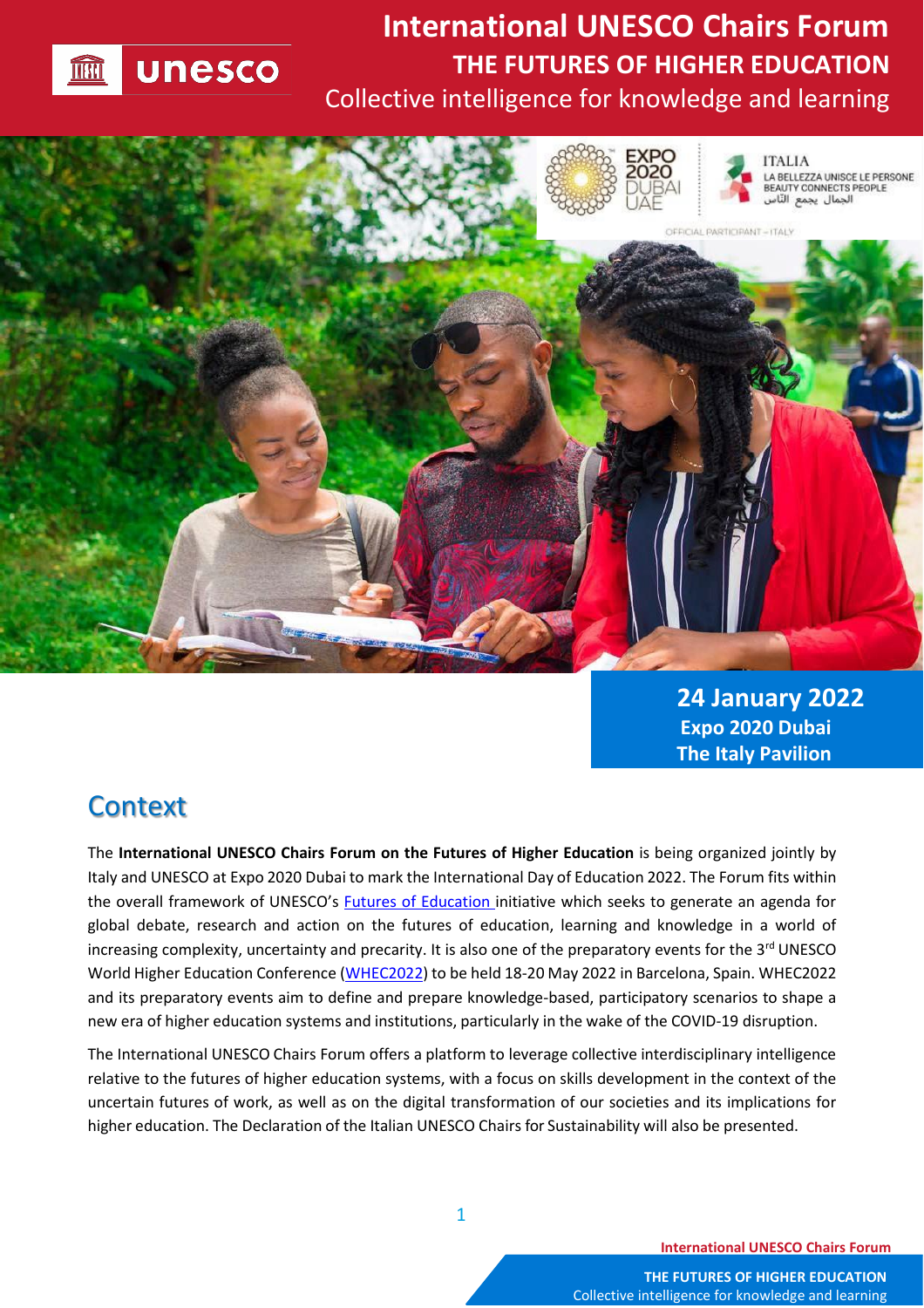# International UNESCO Chairs Forum

## THE FUTURES OF HIGHER EDUCATION

Collective intelligence for knowledge and learning

**24 January 2022**
**Expo 2020 Dubai**
**The Italy Pavilion**

## Context

The **International UNESCO Chairs Forum on the Futures of Higher Education** is being organized jointly by Italy and UNESCO at Expo 2020 Dubai to mark the International Day of Education 2022. The Forum fits within the overall framework of UNESCO's Futures of Education initiative which seeks to generate an agenda for global debate, research and action on the futures of education, learning and knowledge in a world of increasing complexity, uncertainty and precarity. It is also one of the preparatory events for the 3rd UNESCO World Higher Education Conference (WHEC2022) to be held 18-20 May 2022 in Barcelona, Spain. WHEC2022 and its preparatory events aim to define and prepare knowledge-based, participatory scenarios to shape a new era of higher education systems and institutions, particularly in the wake of the COVID-19 disruption.

The International UNESCO Chairs Forum offers a platform to leverage collective interdisciplinary intelligence relative to the futures of higher education systems, with a focus on skills development in the context of the uncertain futures of work, as well as on the digital transformation of our societies and its implications for higher education. The Declaration of the Italian UNESCO Chairs for Sustainability will also be presented.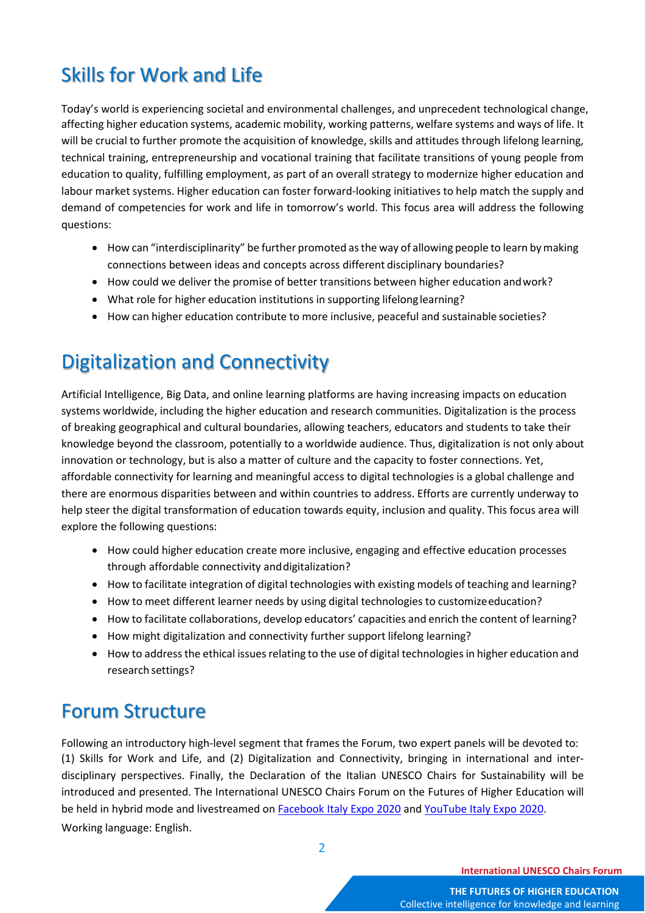## Skills for Work and Life

Today's world is experiencing societal and environmental challenges, and unprecedent technological change, affecting higher education systems, academic mobility, working patterns, welfare systems and ways of life. It will be crucial to further promote the acquisition of knowledge, skills and attitudes through lifelong learning, technical training, entrepreneurship and vocational training that facilitate transitions of young people from education to quality, fulfilling employment, as part of an overall strategy to modernize higher education and labour market systems. Higher education can foster forward-looking initiatives to help match the supply and demand of competencies for work and life in tomorrow's world. This focus area will address the following questions:

- How can "interdisciplinarity" be further promoted as the way of allowing people to learn by making connections between ideas and concepts across different disciplinary boundaries?
- How could we deliver the promise of better transitions between higher education and work?
- What role for higher education institutions in supporting lifelong learning?
- How can higher education contribute to more inclusive, peaceful and sustainable societies?

## Digitalization and Connectivity

Artificial Intelligence, Big Data, and online learning platforms are having increasing impacts on education systems worldwide, including the higher education and research communities. Digitalization is the process of breaking geographical and cultural boundaries, allowing teachers, educators and students to take their knowledge beyond the classroom, potentially to a worldwide audience. Thus, digitalization is not only about innovation or technology, but is also a matter of culture and the capacity to foster connections. Yet, affordable connectivity for learning and meaningful access to digital technologies is a global challenge and there are enormous disparities between and within countries to address. Efforts are currently underway to help steer the digital transformation of education towards equity, inclusion and quality. This focus area will explore the following questions:

- How could higher education create more inclusive, engaging and effective education processes through affordable connectivity and digitalization?
- How to facilitate integration of digital technologies with existing models of teaching and learning?
- How to meet different learner needs by using digital technologies to customize education?
- How to facilitate collaborations, develop educators' capacities and enrich the content of learning?
- How might digitalization and connectivity further support lifelong learning?
- How to address the ethical issues relating to the use of digital technologies in higher education and research settings?

## Forum Structure

Following an introductory high-level segment that frames the Forum, two expert panels will be devoted to: (1) Skills for Work and Life, and (2) Digitalization and Connectivity, bringing in international and inter-disciplinary perspectives. Finally, the Declaration of the Italian UNESCO Chairs for Sustainability will be introduced and presented. The International UNESCO Chairs Forum on the Futures of Higher Education will be held in hybrid mode and livestreamed on Facebook Italy Expo 2020 and YouTube Italy Expo 2020.

Working language: English.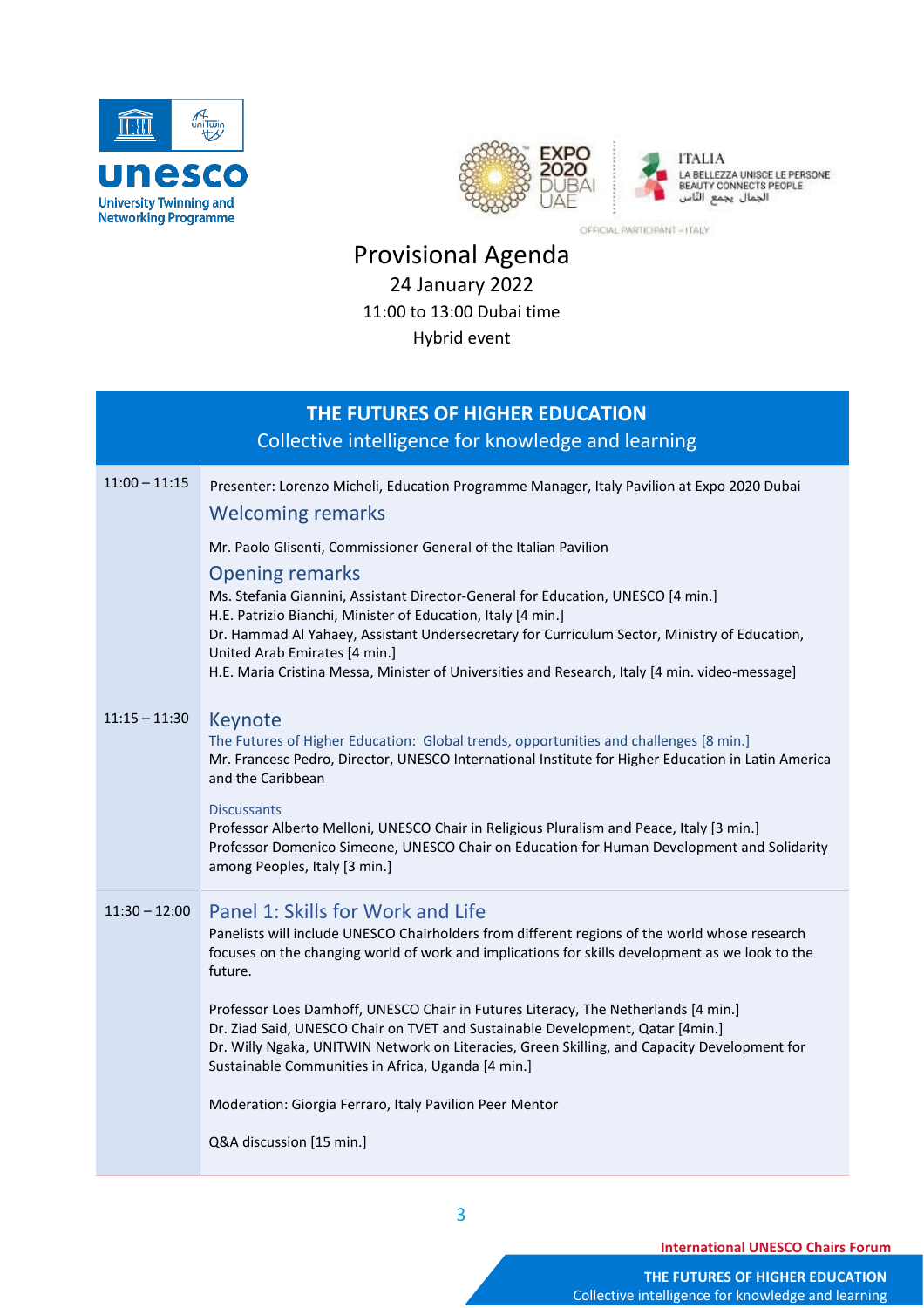UNESCO University Twinning and Networking Programme

EXPO 2020 DUBAI UAE

ITALIA
LA BELLEZZA UNISCE LE PERSONE
BEAUTY CONNECTS PEOPLE
الجمال يجمع الناس

OFFICIAL PARTICIPANT – ITALY

# Provisional Agenda

24 January 2022

11:00 to 13:00 Dubai time

Hybrid event

## THE FUTURES OF HIGHER EDUCATION

Collective intelligence for knowledge and learning

| Time | Programme |
|---|---|
| 11:00 – 11:15 | Presenter: Lorenzo Micheli, Education Programme Manager, Italy Pavilion at Expo 2020 Dubai<br><br>**Welcoming remarks**<br><br>Mr. Paolo Glisenti, Commissioner General of the Italian Pavilion<br><br>**Opening remarks**<br><br>Ms. Stefania Giannini, Assistant Director-General for Education, UNESCO [4 min.]<br>H.E. Patrizio Bianchi, Minister of Education, Italy [4 min.]<br>Dr. Hammad Al Yahaey, Assistant Undersecretary for Curriculum Sector, Ministry of Education, United Arab Emirates [4 min.]<br>H.E. Maria Cristina Messa, Minister of Universities and Research, Italy [4 min. video-message] |
| 11:15 – 11:30 | **Keynote**<br><br>The Futures of Higher Education: Global trends, opportunities and challenges [8 min.]<br>Mr. Francesc Pedro, Director, UNESCO International Institute for Higher Education in Latin America and the Caribbean<br><br>Discussants<br>Professor Alberto Melloni, UNESCO Chair in Religious Pluralism and Peace, Italy [3 min.]<br>Professor Domenico Simeone, UNESCO Chair on Education for Human Development and Solidarity among Peoples, Italy [3 min.] |
| 11:30 – 12:00 | **Panel 1: Skills for Work and Life**<br><br>Panelists will include UNESCO Chairholders from different regions of the world whose research focuses on the changing world of work and implications for skills development as we look to the future.<br><br>Professor Loes Damhoff, UNESCO Chair in Futures Literacy, The Netherlands [4 min.]<br>Dr. Ziad Said, UNESCO Chair on TVET and Sustainable Development, Qatar [4min.]<br>Dr. Willy Ngaka, UNITWIN Network on Literacies, Green Skilling, and Capacity Development for Sustainable Communities in Africa, Uganda [4 min.]<br><br>Moderation: Giorgia Ferraro, Italy Pavilion Peer Mentor<br><br>Q&A discussion [15 min.] |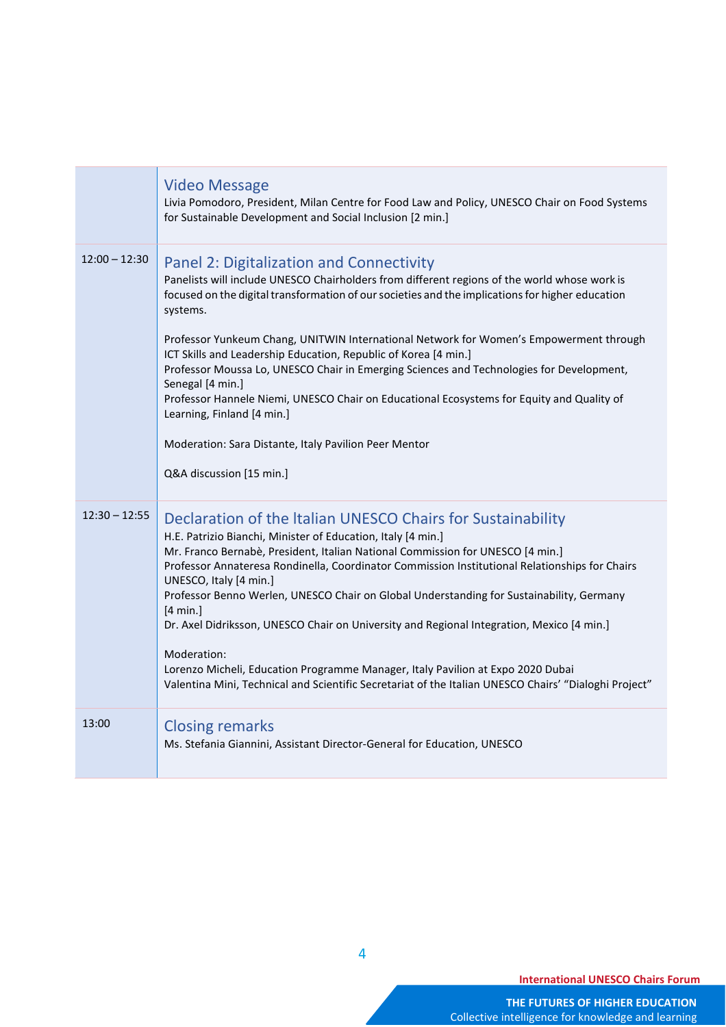| | |
|---|---|
| | **Video Message**<br>Livia Pomodoro, President, Milan Centre for Food Law and Policy, UNESCO Chair on Food Systems for Sustainable Development and Social Inclusion [2 min.] |
| 12:00 – 12:30 | **Panel 2: Digitalization and Connectivity**<br>Panelists will include UNESCO Chairholders from different regions of the world whose work is focused on the digital transformation of our societies and the implications for higher education systems.<br><br>Professor Yunkeum Chang, UNITWIN International Network for Women's Empowerment through ICT Skills and Leadership Education, Republic of Korea [4 min.]<br>Professor Moussa Lo, UNESCO Chair in Emerging Sciences and Technologies for Development, Senegal [4 min.]<br>Professor Hannele Niemi, UNESCO Chair on Educational Ecosystems for Equity and Quality of Learning, Finland [4 min.]<br><br>Moderation: Sara Distante, Italy Pavilion Peer Mentor<br><br>Q&A discussion [15 min.] |
| 12:30 – 12:55 | **Declaration of the Italian UNESCO Chairs for Sustainability**<br>H.E. Patrizio Bianchi, Minister of Education, Italy [4 min.]<br>Mr. Franco Bernabè, President, Italian National Commission for UNESCO [4 min.]<br>Professor Annateresa Rondinella, Coordinator Commission Institutional Relationships for Chairs UNESCO, Italy [4 min.]<br>Professor Benno Werlen, UNESCO Chair on Global Understanding for Sustainability, Germany [4 min.]<br>Dr. Axel Didriksson, UNESCO Chair on University and Regional Integration, Mexico [4 min.]<br><br>Moderation:<br>Lorenzo Micheli, Education Programme Manager, Italy Pavilion at Expo 2020 Dubai<br>Valentina Mini, Technical and Scientific Secretariat of the Italian UNESCO Chairs' "Dialoghi Project" |
| 13:00 | **Closing remarks**<br>Ms. Stefania Giannini, Assistant Director-General for Education, UNESCO |